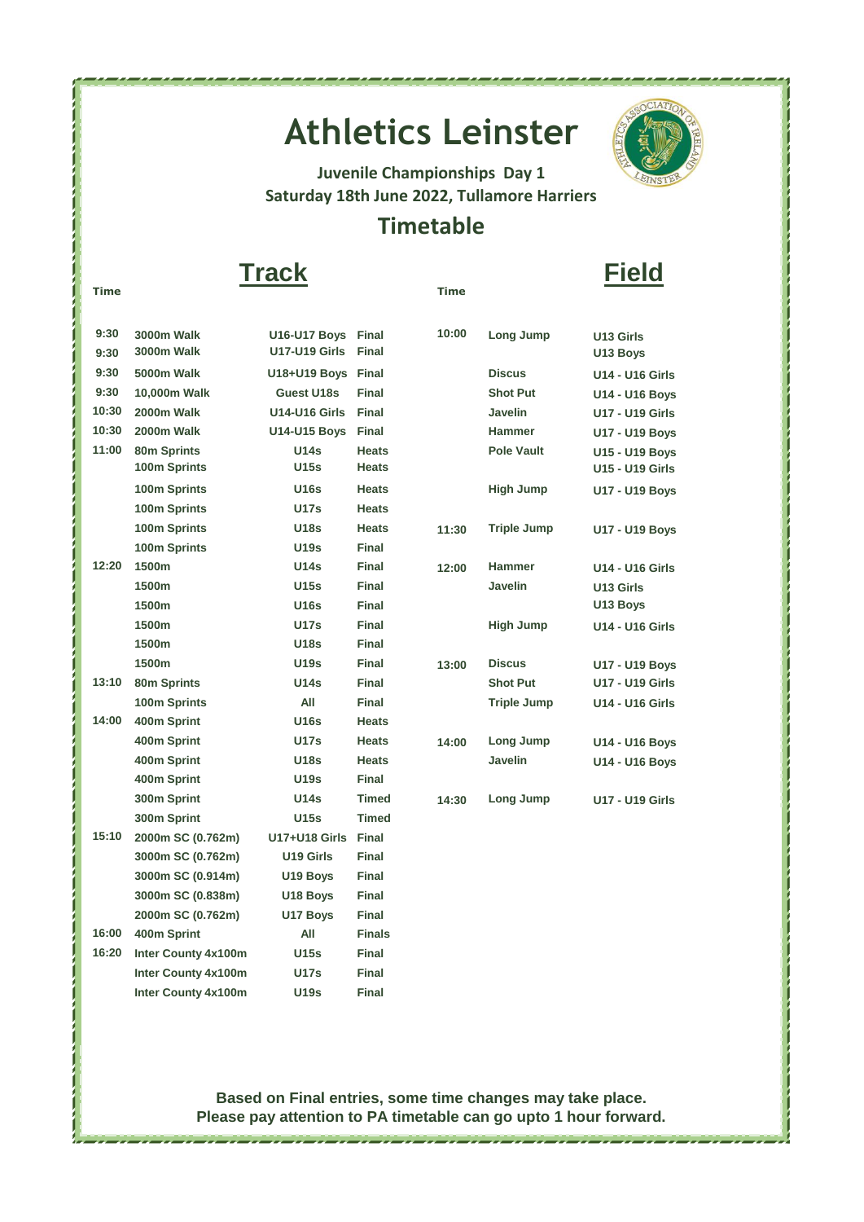# Athletics Leinster

**Juvenile Championships Day 1**
**Saturday 18th June 2022, Tullamore Harriers**

## Timetable

### Track

| Time | Event | Category | Round |
|---|---|---|---|
| 9:30 | 3000m Walk | U16-U17 Boys | Final |
| 9:30 | 3000m Walk | U17-U19 Girls | Final |
| 9:30 | 5000m Walk | U18+U19 Boys | Final |
| 9:30 | 10,000m Walk | Guest U18s | Final |
| 10:30 | 2000m Walk | U14-U16 Girls | Final |
| 10:30 | 2000m Walk | U14-U15 Boys | Final |
| 11:00 | 80m Sprints | U14s | Heats |
| | 100m Sprints | U15s | Heats |
| | 100m Sprints | U16s | Heats |
| | 100m Sprints | U17s | Heats |
| | 100m Sprints | U18s | Heats |
| | 100m Sprints | U19s | Final |
| 12:20 | 1500m | U14s | Final |
| | 1500m | U15s | Final |
| | 1500m | U16s | Final |
| | 1500m | U17s | Final |
| | 1500m | U18s | Final |
| | 1500m | U19s | Final |
| 13:10 | 80m Sprints | U14s | Final |
| | 100m Sprints | All | Final |
| 14:00 | 400m Sprint | U16s | Heats |
| | 400m Sprint | U17s | Heats |
| | 400m Sprint | U18s | Heats |
| | 400m Sprint | U19s | Final |
| | 300m Sprint | U14s | Timed |
| | 300m Sprint | U15s | Timed |
| 15:10 | 2000m SC (0.762m) | U17+U18 Girls | Final |
| | 3000m SC (0.762m) | U19 Girls | Final |
| | 3000m SC (0.914m) | U19 Boys | Final |
| | 3000m SC (0.838m) | U18 Boys | Final |
| | 2000m SC (0.762m) | U17 Boys | Final |
| 16:00 | 400m Sprint | All | Finals |
| 16:20 | Inter County 4x100m | U15s | Final |
| | Inter County 4x100m | U17s | Final |
| | Inter County 4x100m | U19s | Final |

### Field

| Time | Event | Category |
|---|---|---|
| 10:00 | Long Jump | U13 Girls |
| | | U13 Boys |
| | Discus | U14 - U16 Girls |
| | Shot Put | U14 - U16 Boys |
| | Javelin | U17 - U19 Girls |
| | Hammer | U17 - U19 Boys |
| | Pole Vault | U15 - U19 Boys |
| | | U15 - U19 Girls |
| | High Jump | U17 - U19 Boys |
| 11:30 | Triple Jump | U17 - U19 Boys |
| 12:00 | Hammer | U14 - U16 Girls |
| | Javelin | U13 Girls |
| | | U13 Boys |
| | High Jump | U14 - U16 Girls |
| 13:00 | Discus | U17 - U19 Boys |
| | Shot Put | U17 - U19 Girls |
| | Triple Jump | U14 - U16 Girls |
| 14:00 | Long Jump | U14 - U16 Boys |
| | Javelin | U14 - U16 Boys |
| 14:30 | Long Jump | U17 - U19 Girls |

**Based on Final entries, some time changes may take place.**
**Please pay attention to PA timetable can go upto 1 hour forward.**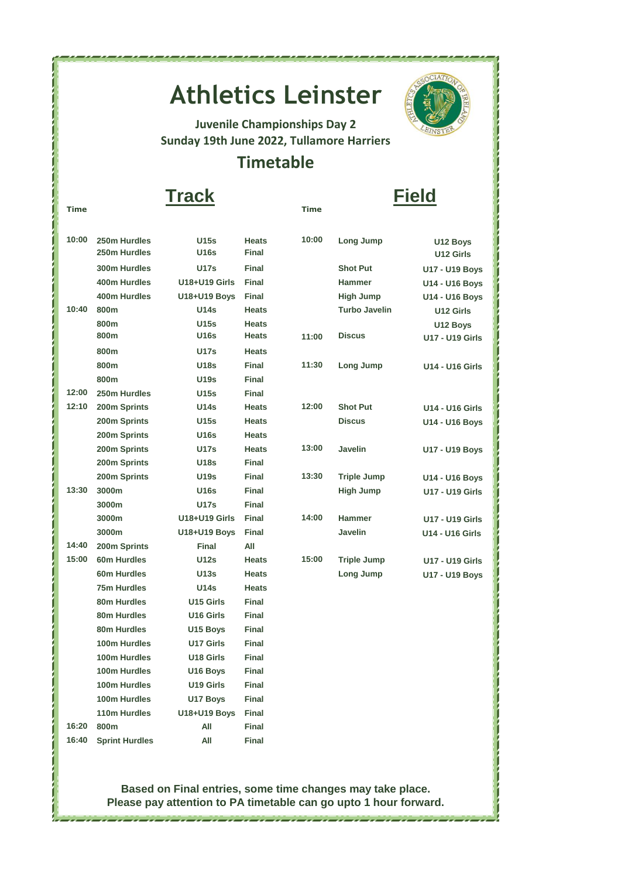# Athletics Leinster

**Juvenile Championships Day 2**
**Sunday 19th June 2022, Tullamore Harriers**

## Timetable

## Track

| Time | Event | Category | Round |
|---|---|---|---|
| 10:00 | 250m Hurdles | U15s | Heats |
| | 250m Hurdles | U16s | Final |
| | 300m Hurdles | U17s | Final |
| | 400m Hurdles | U18+U19 Girls | Final |
| | 400m Hurdles | U18+U19 Boys | Final |
| 10:40 | 800m | U14s | Heats |
| | 800m | U15s | Heats |
| | 800m | U16s | Heats |
| | 800m | U17s | Heats |
| | 800m | U18s | Final |
| | 800m | U19s | Final |
| 12:00 | 250m Hurdles | U15s | Final |
| 12:10 | 200m Sprints | U14s | Heats |
| | 200m Sprints | U15s | Heats |
| | 200m Sprints | U16s | Heats |
| | 200m Sprints | U17s | Heats |
| | 200m Sprints | U18s | Final |
| | 200m Sprints | U19s | Final |
| 13:30 | 3000m | U16s | Final |
| | 3000m | U17s | Final |
| | 3000m | U18+U19 Girls | Final |
| | 3000m | U18+U19 Boys | Final |
| 14:40 | 200m Sprints | Final | All |
| 15:00 | 60m Hurdles | U12s | Heats |
| | 60m Hurdles | U13s | Heats |
| | 75m Hurdles | U14s | Heats |
| | 80m Hurdles | U15 Girls | Final |
| | 80m Hurdles | U16 Girls | Final |
| | 80m Hurdles | U15 Boys | Final |
| | 100m Hurdles | U17 Girls | Final |
| | 100m Hurdles | U18 Girls | Final |
| | 100m Hurdles | U16 Boys | Final |
| | 100m Hurdles | U19 Girls | Final |
| | 100m Hurdles | U17 Boys | Final |
| | 110m Hurdles | U18+U19 Boys | Final |
| 16:20 | 800m | All | Final |
| 16:40 | Sprint Hurdles | All | Final |

## Field

| Time | Event | Category |
|---|---|---|
| 10:00 | Long Jump | U12 Boys |
| | | U12 Girls |
| | Shot Put | U17 - U19 Boys |
| | Hammer | U14 - U16 Boys |
| | High Jump | U14 - U16 Boys |
| | Turbo Javelin | U12 Girls |
| | | U12 Boys |
| 11:00 | Discus | U17 - U19 Girls |
| 11:30 | Long Jump | U14 - U16 Girls |
| 12:00 | Shot Put | U14 - U16 Girls |
| | Discus | U14 - U16 Boys |
| 13:00 | Javelin | U17 - U19 Boys |
| 13:30 | Triple Jump | U14 - U16 Boys |
| | High Jump | U17 - U19 Girls |
| 14:00 | Hammer | U17 - U19 Girls |
| | Javelin | U14 - U16 Girls |
| 15:00 | Triple Jump | U17 - U19 Girls |
| | Long Jump | U17 - U19 Boys |

**Based on Final entries, some time changes may take place.**
**Please pay attention to PA timetable can go upto 1 hour forward.**